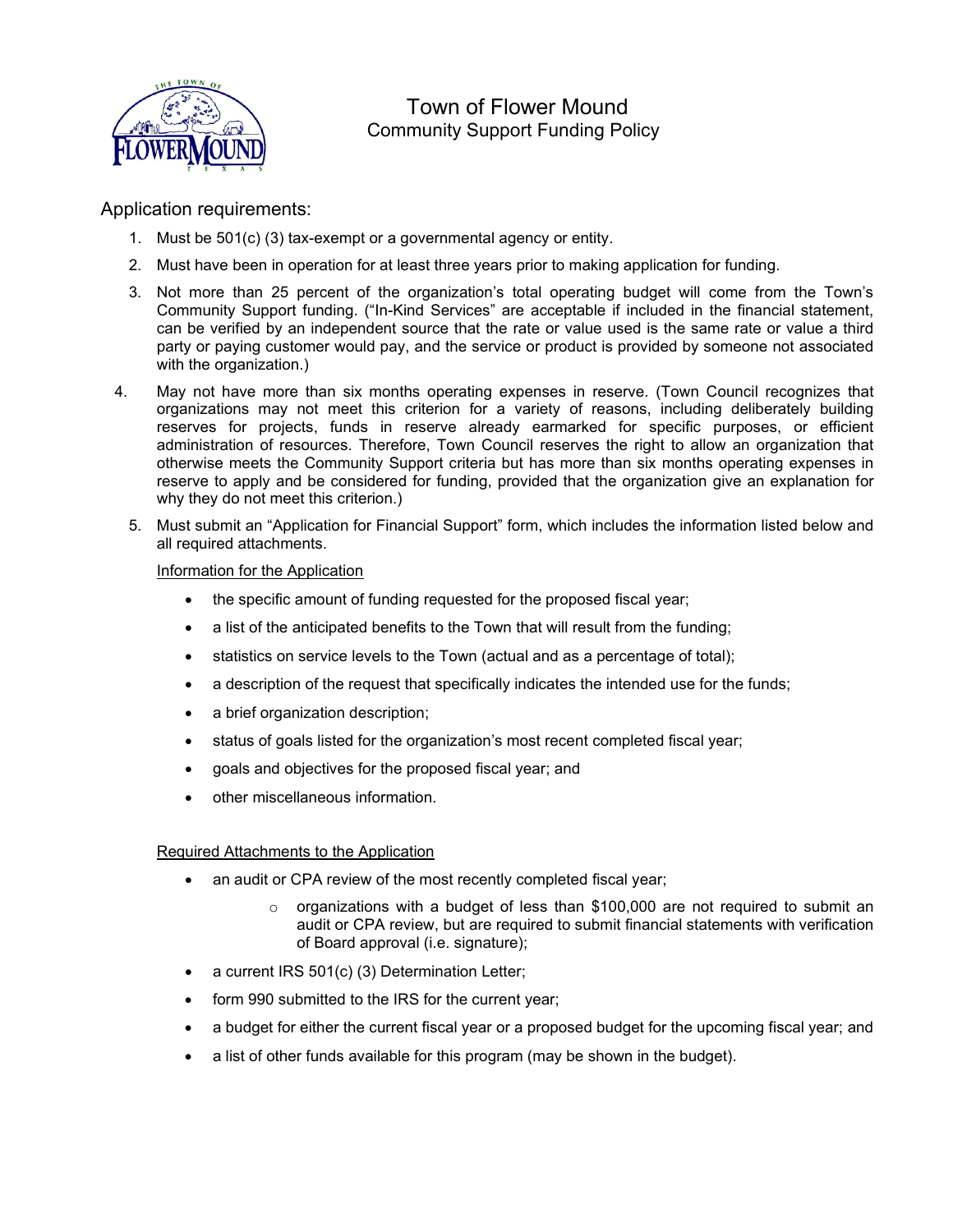# Town of Flower Mound

## Community Support Funding Policy

### Application requirements:

1. Must be 501(c) (3) tax-exempt or a governmental agency or entity.
2. Must have been in operation for at least three years prior to making application for funding.
3. Not more than 25 percent of the organization's total operating budget will come from the Town's Community Support funding. ("In-Kind Services" are acceptable if included in the financial statement, can be verified by an independent source that the rate or value used is the same rate or value a third party or paying customer would pay, and the service or product is provided by someone not associated with the organization.)
4. May not have more than six months operating expenses in reserve. (Town Council recognizes that organizations may not meet this criterion for a variety of reasons, including deliberately building reserves for projects, funds in reserve already earmarked for specific purposes, or efficient administration of resources. Therefore, Town Council reserves the right to allow an organization that otherwise meets the Community Support criteria but has more than six months operating expenses in reserve to apply and be considered for funding, provided that the organization give an explanation for why they do not meet this criterion.)
5. Must submit an "Application for Financial Support" form, which includes the information listed below and all required attachments.

   <u>Information for the Application</u>

   - the specific amount of funding requested for the proposed fiscal year;
   - a list of the anticipated benefits to the Town that will result from the funding;
   - statistics on service levels to the Town (actual and as a percentage of total);
   - a description of the request that specifically indicates the intended use for the funds;
   - a brief organization description;
   - status of goals listed for the organization's most recent completed fiscal year;
   - goals and objectives for the proposed fiscal year; and
   - other miscellaneous information.

   <u>Required Attachments to the Application</u>

   - an audit or CPA review of the most recently completed fiscal year;
     - organizations with a budget of less than $100,000 are not required to submit an audit or CPA review, but are required to submit financial statements with verification of Board approval (i.e. signature);
   - a current IRS 501(c) (3) Determination Letter;
   - form 990 submitted to the IRS for the current year;
   - a budget for either the current fiscal year or a proposed budget for the upcoming fiscal year; and
   - a list of other funds available for this program (may be shown in the budget).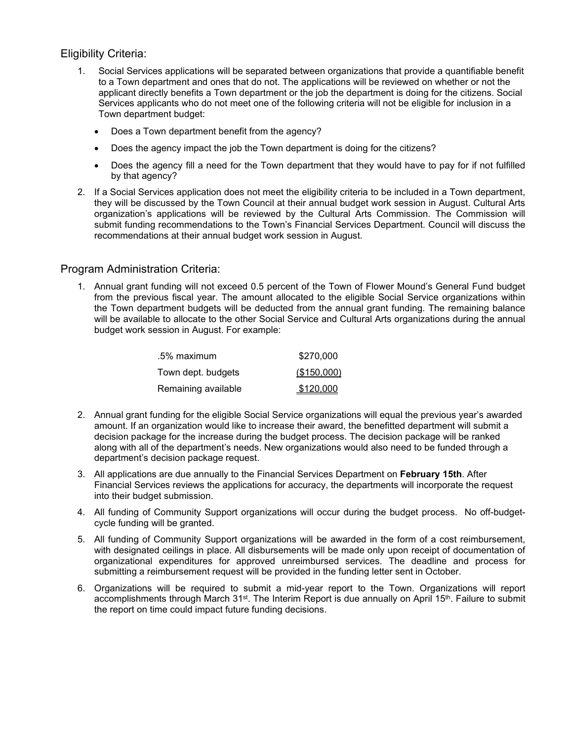## Eligibility Criteria:

1. Social Services applications will be separated between organizations that provide a quantifiable benefit to a Town department and ones that do not. The applications will be reviewed on whether or not the applicant directly benefits a Town department or the job the department is doing for the citizens. Social Services applicants who do not meet one of the following criteria will not be eligible for inclusion in a Town department budget:
   - Does a Town department benefit from the agency?
   - Does the agency impact the job the Town department is doing for the citizens?
   - Does the agency fill a need for the Town department that they would have to pay for if not fulfilled by that agency?
2. If a Social Services application does not meet the eligibility criteria to be included in a Town department, they will be discussed by the Town Council at their annual budget work session in August. Cultural Arts organization's applications will be reviewed by the Cultural Arts Commission. The Commission will submit funding recommendations to the Town's Financial Services Department. Council will discuss the recommendations at their annual budget work session in August.

## Program Administration Criteria:

1. Annual grant funding will not exceed 0.5 percent of the Town of Flower Mound's General Fund budget from the previous fiscal year. The amount allocated to the eligible Social Service organizations within the Town department budgets will be deducted from the annual grant funding. The remaining balance will be available to allocate to the other Social Service and Cultural Arts organizations during the annual budget work session in August. For example:

| | |
|---|---|
| .5% maximum | $270,000 |
| Town dept. budgets | ($150,000) |
| Remaining available | $120,000 |

2. Annual grant funding for the eligible Social Service organizations will equal the previous year's awarded amount. If an organization would like to increase their award, the benefitted department will submit a decision package for the increase during the budget process. The decision package will be ranked along with all of the department's needs. New organizations would also need to be funded through a department's decision package request.
3. All applications are due annually to the Financial Services Department on **February 15th**. After Financial Services reviews the applications for accuracy, the departments will incorporate the request into their budget submission.
4. All funding of Community Support organizations will occur during the budget process. No off-budget-cycle funding will be granted.
5. All funding of Community Support organizations will be awarded in the form of a cost reimbursement, with designated ceilings in place. All disbursements will be made only upon receipt of documentation of organizational expenditures for approved unreimbursed services. The deadline and process for submitting a reimbursement request will be provided in the funding letter sent in October.
6. Organizations will be required to submit a mid-year report to the Town. Organizations will report accomplishments through March 31st. The Interim Report is due annually on April 15th. Failure to submit the report on time could impact future funding decisions.